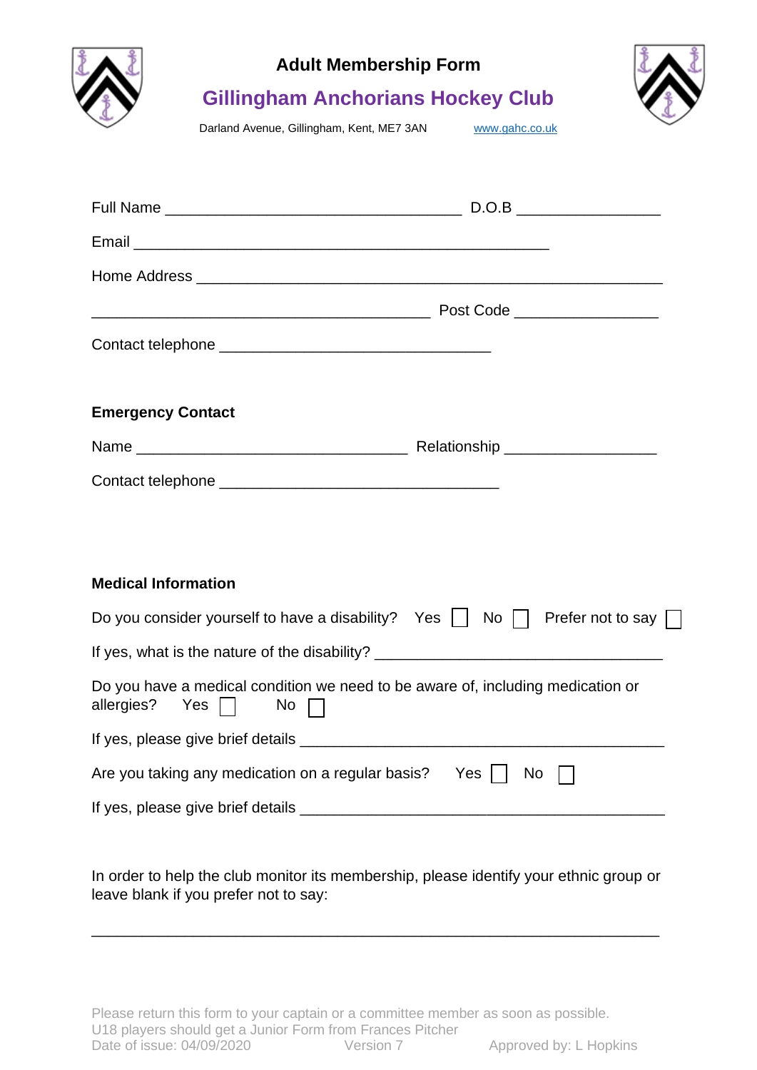# Adult Membership Form

## Gillingham Anchorians Hockey Club

Darland Avenue, Gillingham, Kent, ME7 3AN www.gahc.co.uk

Full Name ___________________________________ D.O.B _________________

Email __________________________________________________

Home Address _______________________________________________________

________________________________________ Post Code _________________

Contact telephone ________________________________

**Emergency Contact**

Name ________________________________ Relationship __________________

Contact telephone _________________________________

**Medical Information**

Do you consider yourself to have a disability? Yes ☐ No ☐ Prefer not to say ☐

If yes, what is the nature of the disability? ________________________________

Do you have a medical condition we need to be aware of, including medication or allergies? Yes ☐ No ☐

If yes, please give brief details ___________________________________________

Are you taking any medication on a regular basis? Yes ☐ No ☐

If yes, please give brief details ___________________________________________

In order to help the club monitor its membership, please identify your ethnic group or leave blank if you prefer not to say:

___________________________________________________________________

Please return this form to your captain or a committee member as soon as possible.
U18 players should get a Junior Form from Frances Pitcher
Date of issue: 04/09/2020 Version 7 Approved by: L Hopkins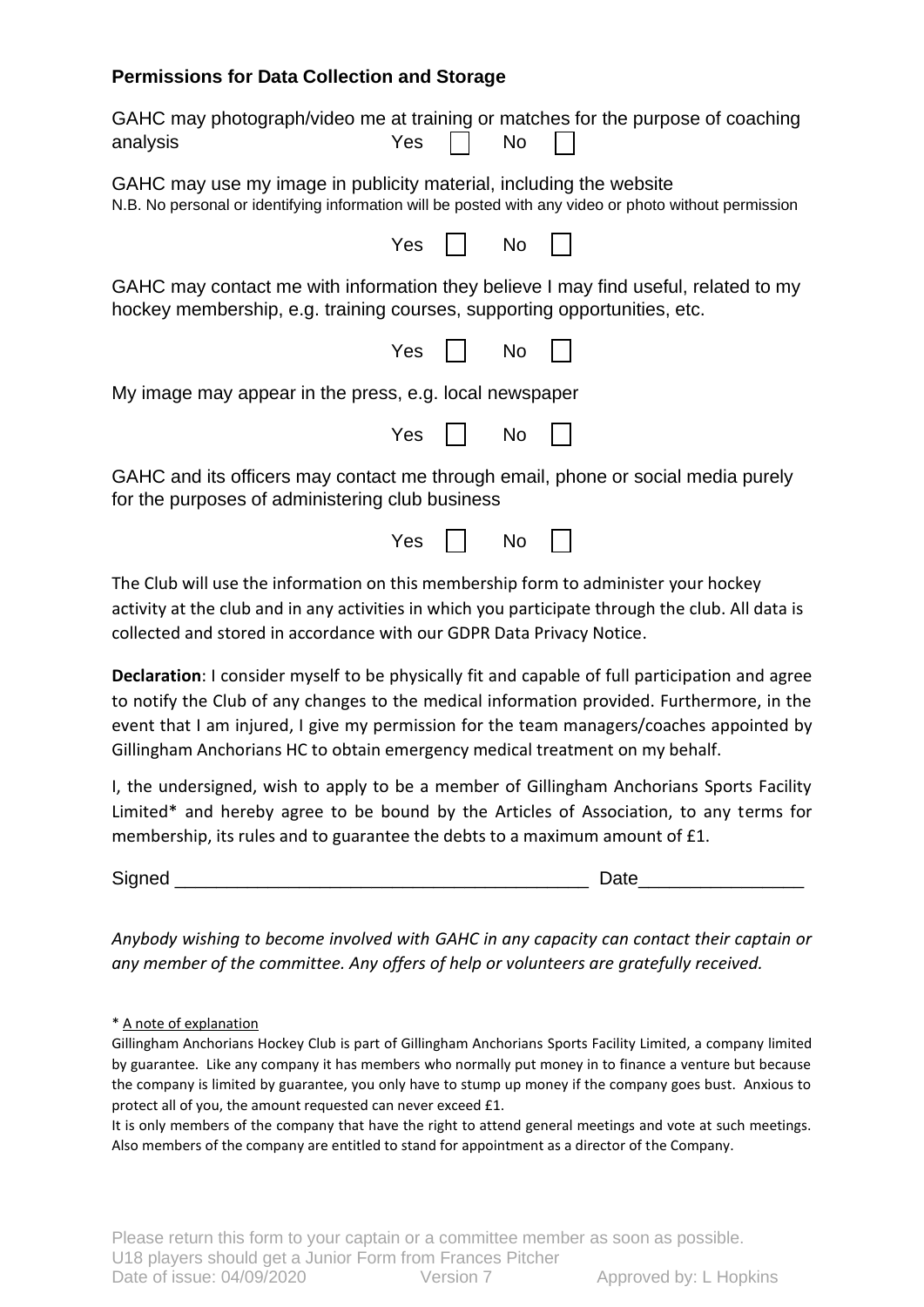### Permissions for Data Collection and Storage

GAHC may photograph/video me at training or matches for the purpose of coaching analysis Yes ☐ No ☐

GAHC may use my image in publicity material, including the website
N.B. No personal or identifying information will be posted with any video or photo without permission

Yes ☐ No ☐

GAHC may contact me with information they believe I may find useful, related to my hockey membership, e.g. training courses, supporting opportunities, etc.

Yes ☐ No ☐

My image may appear in the press, e.g. local newspaper

Yes ☐ No ☐

GAHC and its officers may contact me through email, phone or social media purely for the purposes of administering club business

Yes ☐ No ☐

The Club will use the information on this membership form to administer your hockey activity at the club and in any activities in which you participate through the club. All data is collected and stored in accordance with our GDPR Data Privacy Notice.

**Declaration**: I consider myself to be physically fit and capable of full participation and agree to notify the Club of any changes to the medical information provided. Furthermore, in the event that I am injured, I give my permission for the team managers/coaches appointed by Gillingham Anchorians HC to obtain emergency medical treatment on my behalf.

I, the undersigned, wish to apply to be a member of Gillingham Anchorians Sports Facility Limited* and hereby agree to be bound by the Articles of Association, to any terms for membership, its rules and to guarantee the debts to a maximum amount of £1.

Signed ________________________________________ Date________________

*Anybody wishing to become involved with GAHC in any capacity can contact their captain or any member of the committee. Any offers of help or volunteers are gratefully received.*

* A note of explanation

Gillingham Anchorians Hockey Club is part of Gillingham Anchorians Sports Facility Limited, a company limited by guarantee. Like any company it has members who normally put money in to finance a venture but because the company is limited by guarantee, you only have to stump up money if the company goes bust. Anxious to protect all of you, the amount requested can never exceed £1.

It is only members of the company that have the right to attend general meetings and vote at such meetings. Also members of the company are entitled to stand for appointment as a director of the Company.

Please return this form to your captain or a committee member as soon as possible.
U18 players should get a Junior Form from Frances Pitcher
Date of issue: 04/09/2020 Version 7 Approved by: L Hopkins